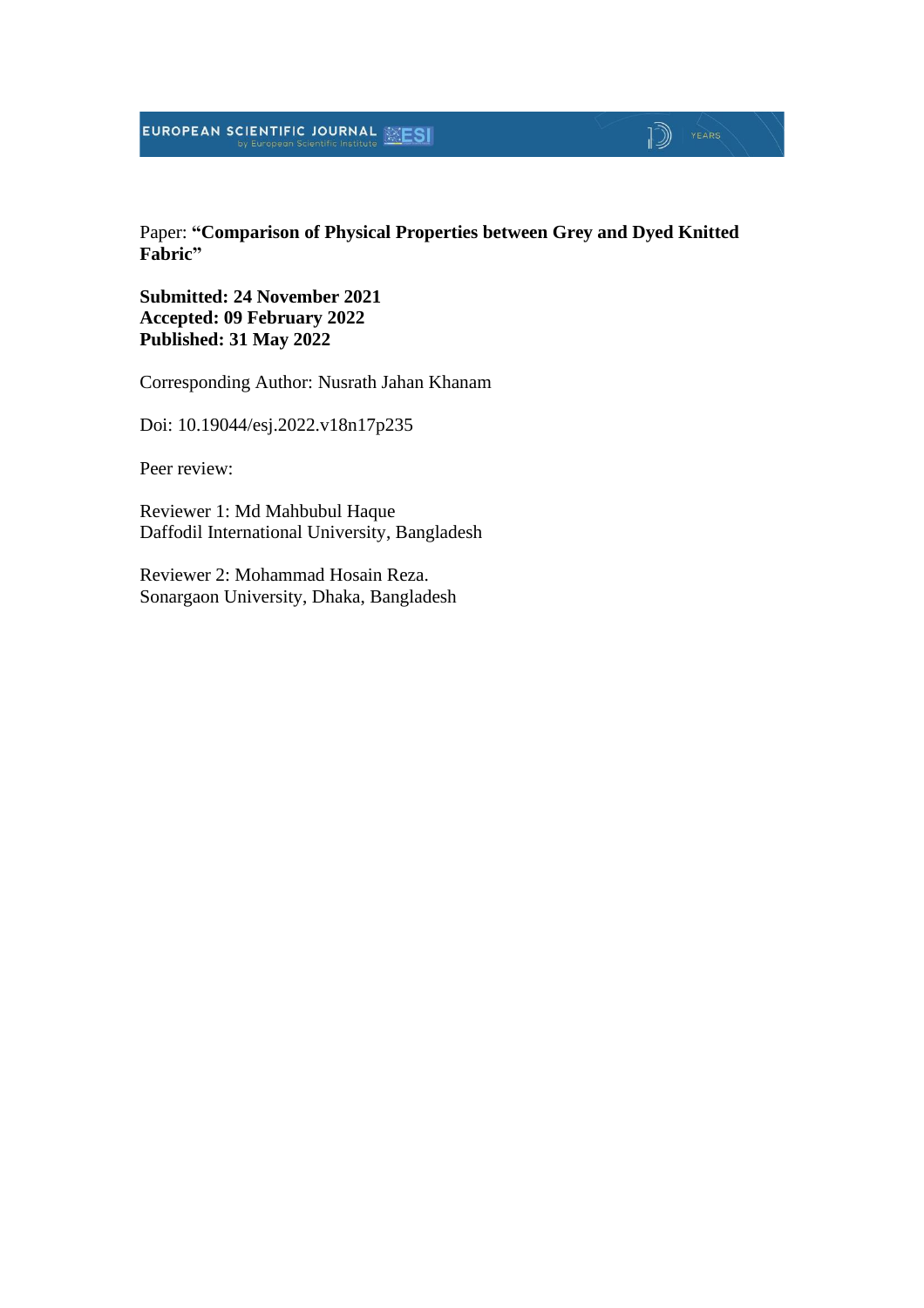Paper: **"Comparison of Physical Properties between Grey and Dyed Knitted Fabric"**

**Submitted: 24 November 2021**
**Accepted: 09 February 2022**
**Published: 31 May 2022**

Corresponding Author: Nusrath Jahan Khanam

Doi: 10.19044/esj.2022.v18n17p235

Peer review:

Reviewer 1: Md Mahbubul Haque
Daffodil International University, Bangladesh

Reviewer 2: Mohammad Hosain Reza.
Sonargaon University, Dhaka, Bangladesh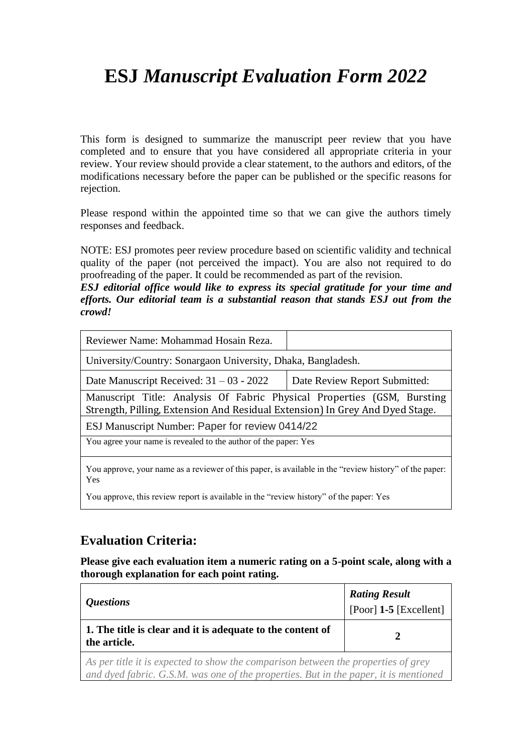# ESJ *Manuscript Evaluation Form 2022*

This form is designed to summarize the manuscript peer review that you have completed and to ensure that you have considered all appropriate criteria in your review. Your review should provide a clear statement, to the authors and editors, of the modifications necessary before the paper can be published or the specific reasons for rejection.

Please respond within the appointed time so that we can give the authors timely responses and feedback.

NOTE: ESJ promotes peer review procedure based on scientific validity and technical quality of the paper (not perceived the impact). You are also not required to do proofreading of the paper. It could be recommended as part of the revision.

***ESJ editorial office would like to express its special gratitude for your time and efforts. Our editorial team is a substantial reason that stands ESJ out from the crowd!***

| Reviewer Name: Mohammad Hosain Reza. | |
|---|---|
| University/Country: Sonargaon University, Dhaka, Bangladesh. | |
| Date Manuscript Received: 31 – 03 - 2022 | Date Review Report Submitted: |
| Manuscript Title: Analysis Of Fabric Physical Properties (GSM, Bursting Strength, Pilling, Extension And Residual Extension) In Grey And Dyed Stage. | |
| ESJ Manuscript Number: Paper for review 0414/22 | |
| You agree your name is revealed to the author of the paper: Yes | |
| You approve, your name as a reviewer of this paper, is available in the "review history" of the paper: Yes<br>You approve, this review report is available in the "review history" of the paper: Yes | |

## Evaluation Criteria:

**Please give each evaluation item a numeric rating on a 5-point scale, along with a thorough explanation for each point rating.**

| *Questions* | *Rating Result* [Poor] **1-5** [Excellent] |
|---|---|
| **1. The title is clear and it is adequate to the content of the article.** | **2** |
| *As per title it is expected to show the comparison between the properties of grey and dyed fabric. G.S.M. was one of the properties. But in the paper, it is mentioned* | |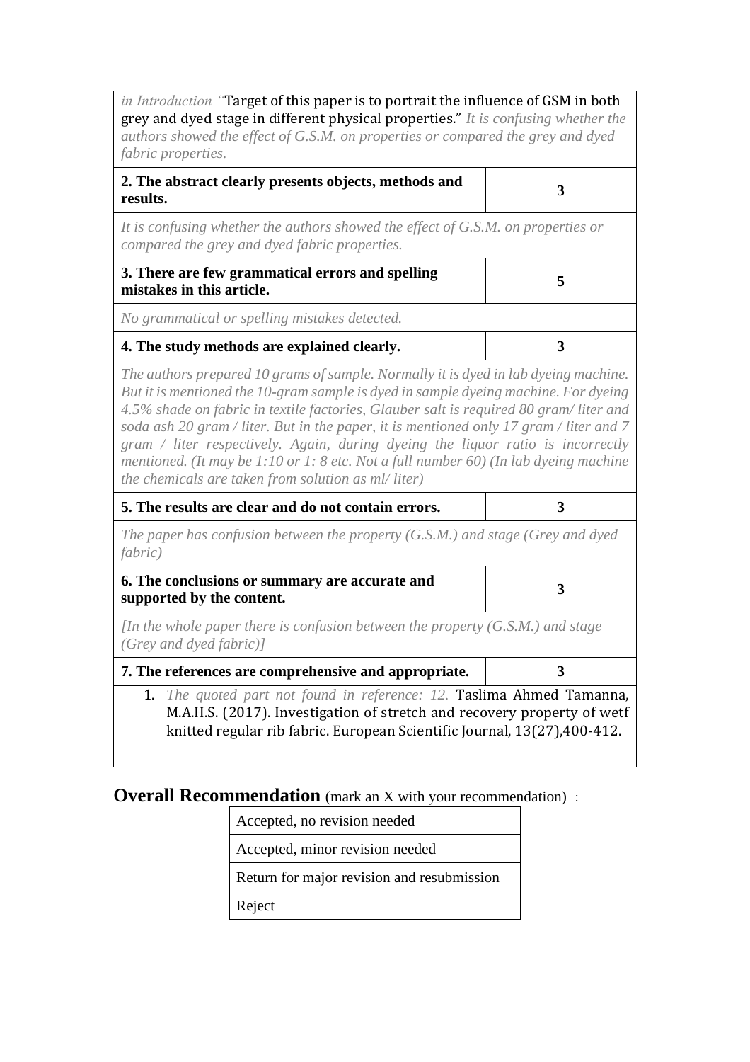| *in Introduction "*Target of this paper is to portrait the influence of GSM in both grey and dyed stage in different physical properties." *It is confusing whether the authors showed the effect of G.S.M. on properties or compared the grey and dyed fabric properties.* | |
|---|---|
| **2. The abstract clearly presents objects, methods and results.** | **3** |
| *It is confusing whether the authors showed the effect of G.S.M. on properties or compared the grey and dyed fabric properties.* | |
| **3. There are few grammatical errors and spelling mistakes in this article.** | **5** |
| *No grammatical or spelling mistakes detected.* | |
| **4. The study methods are explained clearly.** | **3** |
| *The authors prepared 10 grams of sample. Normally it is dyed in lab dyeing machine. But it is mentioned the 10-gram sample is dyed in sample dyeing machine. For dyeing 4.5% shade on fabric in textile factories, Glauber salt is required 80 gram/ liter and soda ash 20 gram / liter. But in the paper, it is mentioned only 17 gram / liter and 7 gram / liter respectively. Again, during dyeing the liquor ratio is incorrectly mentioned. (It may be 1:10 or 1: 8 etc. Not a full number 60) (In lab dyeing machine the chemicals are taken from solution as ml/ liter)* | |
| **5. The results are clear and do not contain errors.** | **3** |
| *The paper has confusion between the property (G.S.M.) and stage (Grey and dyed fabric)* | |
| **6. The conclusions or summary are accurate and supported by the content.** | **3** |
| *[In the whole paper there is confusion between the property (G.S.M.) and stage (Grey and dyed fabric)]* | |
| **7. The references are comprehensive and appropriate.** | **3** |
| 1. *The quoted part not found in reference: 12.* Taslima Ahmed Tamanna, M.A.H.S. (2017). Investigation of stretch and recovery property of wetf knitted regular rib fabric. European Scientific Journal, 13(27),400-412. | |

**Overall Recommendation** (mark an X with your recommendation) :

| | |
|---|---|
| Accepted, no revision needed | |
| Accepted, minor revision needed | |
| Return for major revision and resubmission | |
| Reject | |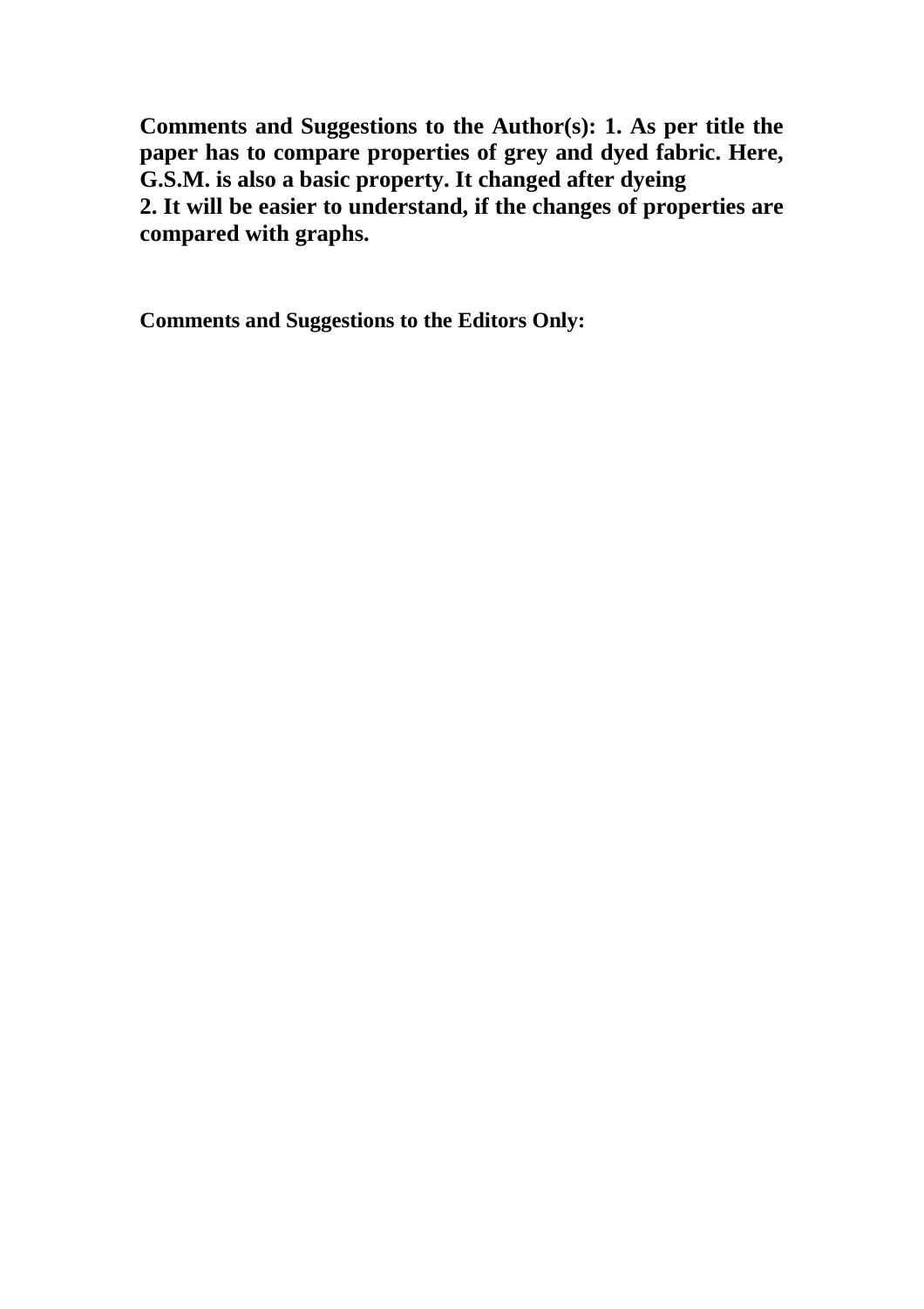**Comments and Suggestions to the Author(s): 1. As per title the paper has to compare properties of grey and dyed fabric. Here, G.S.M. is also a basic property. It changed after dyeing**
**2. It will be easier to understand, if the changes of properties are compared with graphs.**

**Comments and Suggestions to the Editors Only:**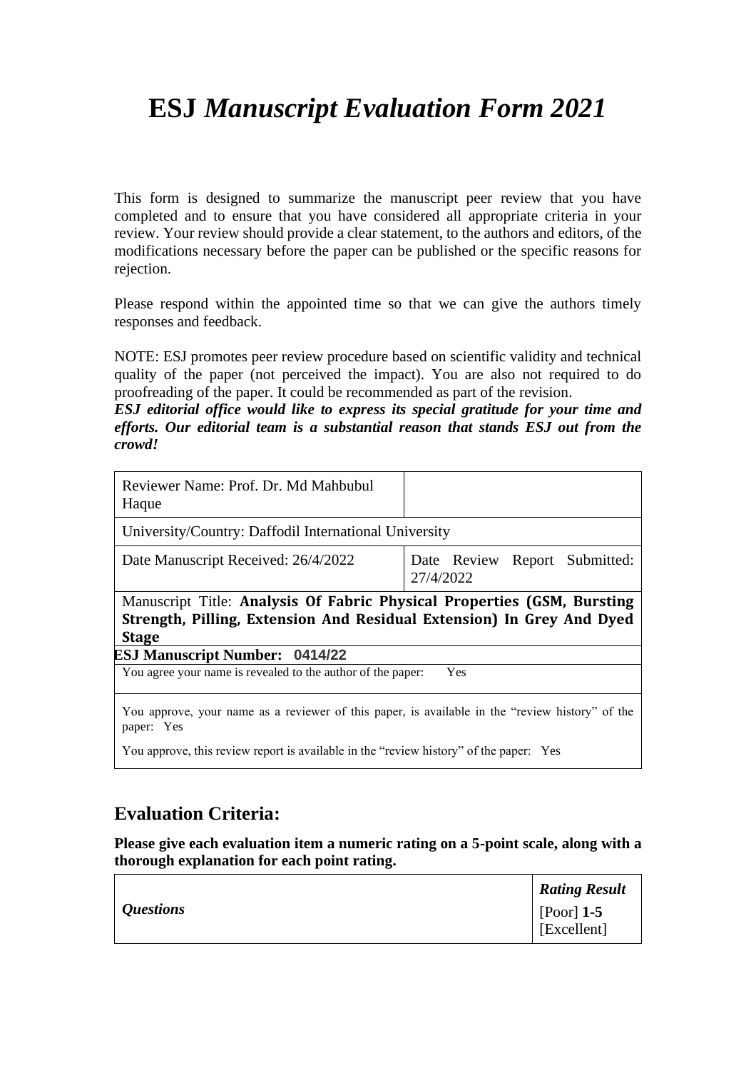# ESJ *Manuscript Evaluation Form 2021*

This form is designed to summarize the manuscript peer review that you have completed and to ensure that you have considered all appropriate criteria in your review. Your review should provide a clear statement, to the authors and editors, of the modifications necessary before the paper can be published or the specific reasons for rejection.

Please respond within the appointed time so that we can give the authors timely responses and feedback.

NOTE: ESJ promotes peer review procedure based on scientific validity and technical quality of the paper (not perceived the impact). You are also not required to do proofreading of the paper. It could be recommended as part of the revision.
***ESJ editorial office would like to express its special gratitude for your time and efforts. Our editorial team is a substantial reason that stands ESJ out from the crowd!***

| Reviewer Name: Prof. Dr. Md Mahbubul Haque | |
|---|---|
| University/Country: Daffodil International University | |
| Date Manuscript Received: 26/4/2022 | Date Review Report Submitted: 27/4/2022 |
| Manuscript Title: **Analysis Of Fabric Physical Properties (GSM, Bursting Strength, Pilling, Extension And Residual Extension) In Grey And Dyed Stage** | |
| **ESJ Manuscript Number: 0414/22** | |
| You agree your name is revealed to the author of the paper: Yes | |
| You approve, your name as a reviewer of this paper, is available in the "review history" of the paper: Yes<br>You approve, this review report is available in the "review history" of the paper: Yes | |

## Evaluation Criteria:

**Please give each evaluation item a numeric rating on a 5-point scale, along with a thorough explanation for each point rating.**

| *Questions* | ***Rating Result***<br>[Poor] **1-5** [Excellent] |
|---|---|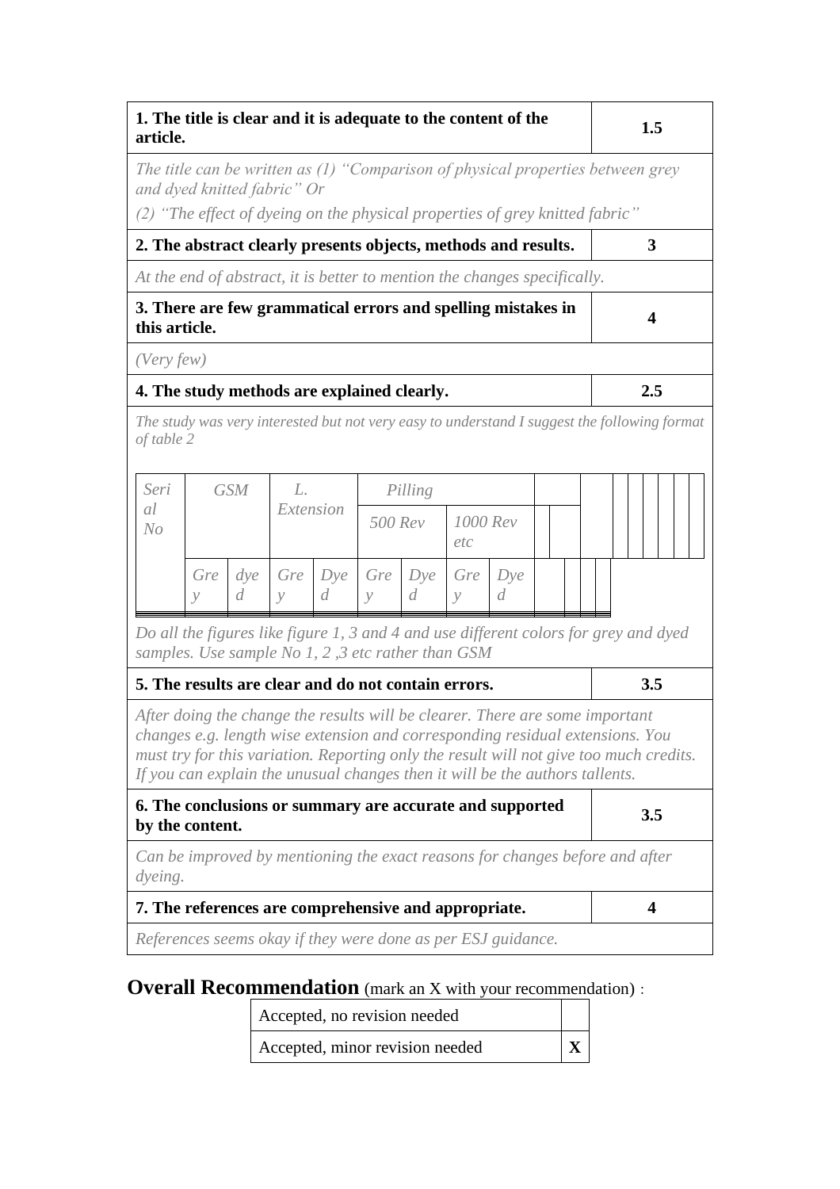| 1. The title is clear and it is adequate to the content of the article. | 1.5 |
|---|---|
| *The title can be written as (1) "Comparison of physical properties between grey and dyed knitted fabric" Or (2) "The effect of dyeing on the physical properties of grey knitted fabric"* | |
| **2. The abstract clearly presents objects, methods and results.** | **3** |
| *At the end of abstract, it is better to mention the changes specifically.* | |
| **3. There are few grammatical errors and spelling mistakes in this article.** | **4** |
| *(Very few)* | |
| **4. The study methods are explained clearly.** | **2.5** |
| *The study was very interested but not very easy to understand I suggest the following format of table 2* | |

| *Serial No* | *GSM* | | *L. Extension* | | *Pilling* | | | | | | | |
|---|---|---|---|---|---|---|---|---|---|---|---|---|
| | | | | | *500 Rev* | | *1000 Rev etc* | | | | | |
| | *Grey* | *dyed* | *Grey* | *Dyed* | *Grey* | *Dyed* | *Grey* | *Dyed* | | | | |

*Do all the figures like figure 1, 3 and 4 and use different colors for grey and dyed samples. Use sample No 1, 2 ,3 etc rather than GSM*

| 5. The results are clear and do not contain errors. | 3.5 |
|---|---|
| *After doing the change the results will be clearer. There are some important changes e.g. length wise extension and corresponding residual extensions. You must try for this variation. Reporting only the result will not give too much credits. If you can explain the unusual changes then it will be the authors tallents.* | |
| **6. The conclusions or summary are accurate and supported by the content.** | **3.5** |
| *Can be improved by mentioning the exact reasons for changes before and after dyeing.* | |
| **7. The references are comprehensive and appropriate.** | **4** |
| *References seems okay if they were done as per ESJ guidance.* | |

## Overall Recommendation (mark an X with your recommendation) :

| Accepted, no revision needed | |
|---|---|
| Accepted, minor revision needed | **X** |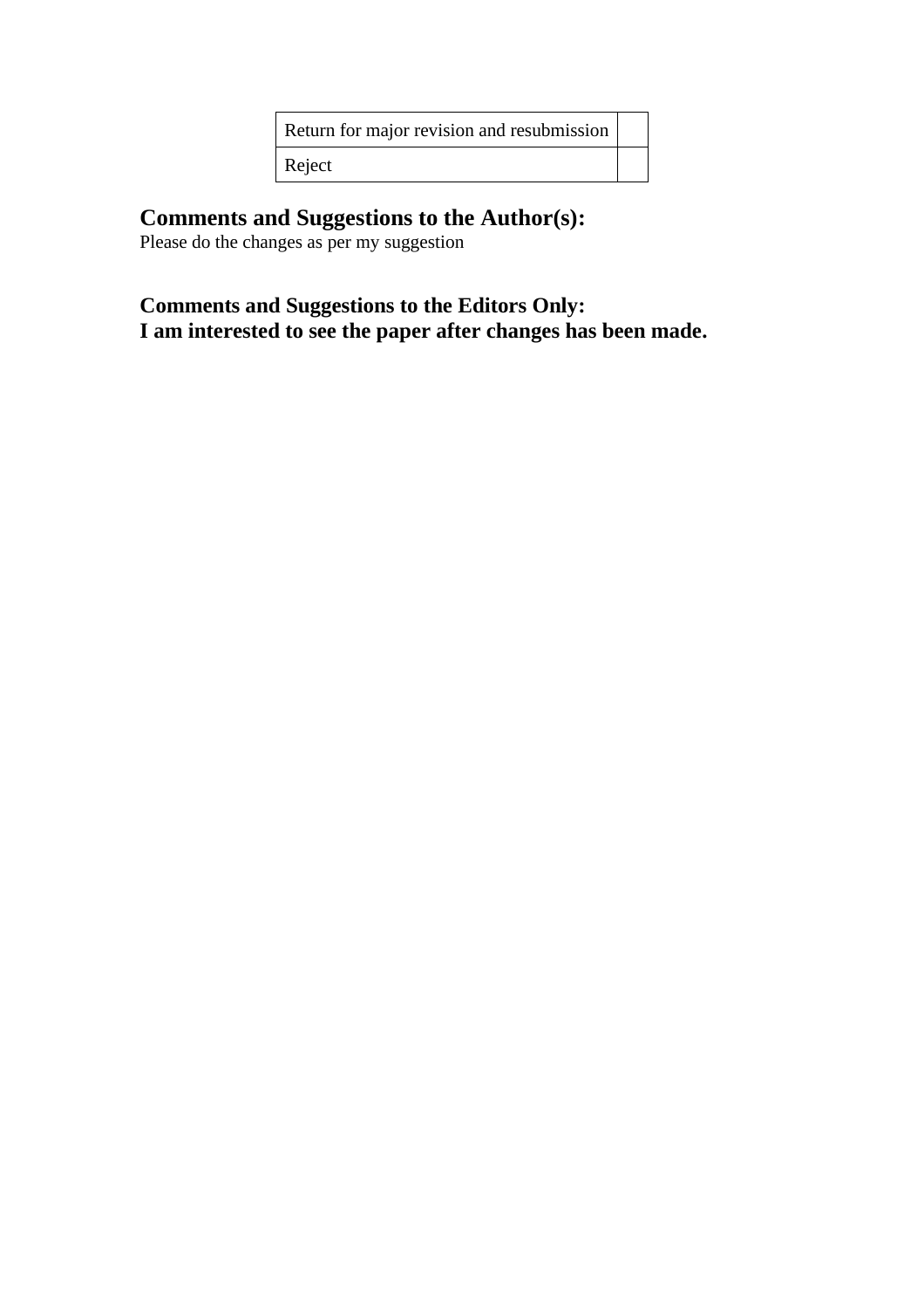| | |
|---|---|
| Return for major revision and resubmission | |
| Reject | |

## Comments and Suggestions to the Author(s):

Please do the changes as per my suggestion

## Comments and Suggestions to the Editors Only:

**I am interested to see the paper after changes has been made.**